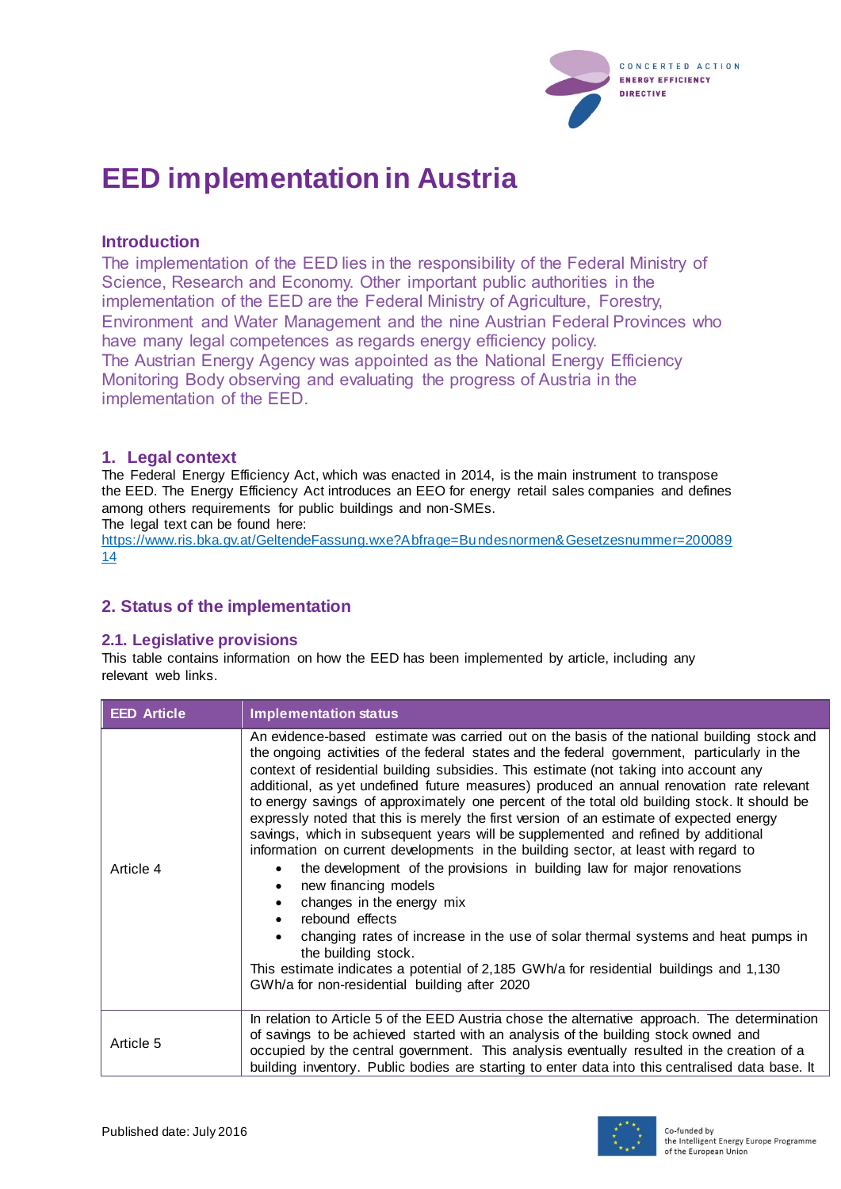# EED implementation in Austria

## Introduction

The implementation of the EED lies in the responsibility of the Federal Ministry of Science, Research and Economy. Other important public authorities in the implementation of the EED are the Federal Ministry of Agriculture, Forestry, Environment and Water Management and the nine Austrian Federal Provinces who have many legal competences as regards energy efficiency policy.
The Austrian Energy Agency was appointed as the National Energy Efficiency Monitoring Body observing and evaluating the progress of Austria in the implementation of the EED.

## 1. Legal context

The Federal Energy Efficiency Act, which was enacted in 2014, is the main instrument to transpose the EED. The Energy Efficiency Act introduces an EEO for energy retail sales companies and defines among others requirements for public buildings and non-SMEs.
The legal text can be found here:
https://www.ris.bka.gv.at/GeltendeFassung.wxe?Abfrage=Bundesnormen&Gesetzesnummer=20008914

## 2. Status of the implementation

### 2.1. Legislative provisions

This table contains information on how the EED has been implemented by article, including any relevant web links.

| EED Article | Implementation status |
|---|---|
| Article 4 | An evidence-based estimate was carried out on the basis of the national building stock and the ongoing activities of the federal states and the federal government, particularly in the context of residential building subsidies. This estimate (not taking into account any additional, as yet undefined future measures) produced an annual renovation rate relevant to energy savings of approximately one percent of the total old building stock. It should be expressly noted that this is merely the first version of an estimate of expected energy savings, which in subsequent years will be supplemented and refined by additional information on current developments in the building sector, at least with regard to<br>• the development of the provisions in building law for major renovations<br>• new financing models<br>• changes in the energy mix<br>• rebound effects<br>• changing rates of increase in the use of solar thermal systems and heat pumps in the building stock.<br>This estimate indicates a potential of 2,185 GWh/a for residential buildings and 1,130 GWh/a for non-residential building after 2020 |
| Article 5 | In relation to Article 5 of the EED Austria chose the alternative approach. The determination of savings to be achieved started with an analysis of the building stock owned and occupied by the central government. This analysis eventually resulted in the creation of a building inventory. Public bodies are starting to enter data into this centralised data base. It |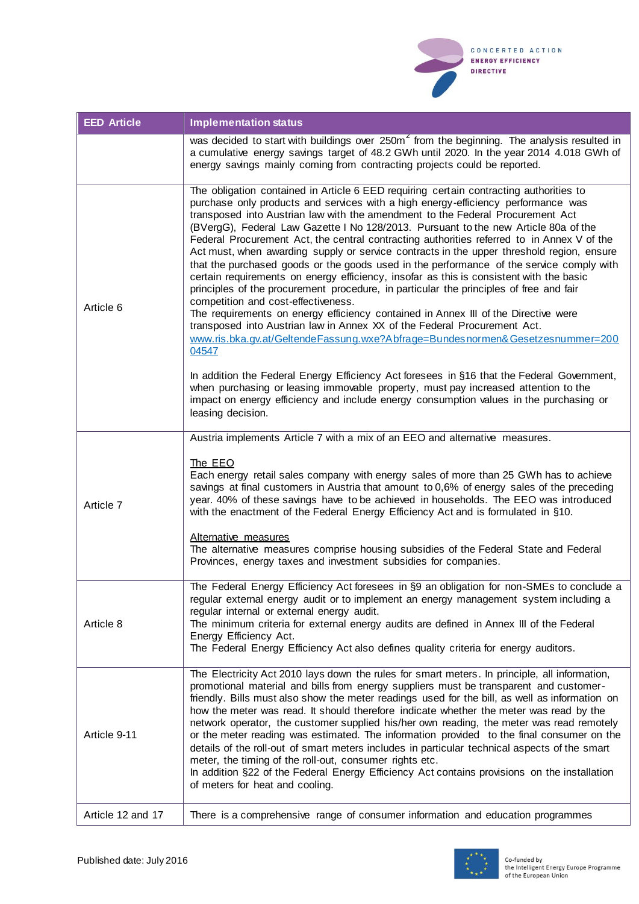| EED Article | Implementation status |
| --- | --- |
| | was decided to start with buildings over $250m^2$ from the beginning. The analysis resulted in a cumulative energy savings target of 48.2 GWh until 2020. In the year 2014 4.018 GWh of energy savings mainly coming from contracting projects could be reported. |
| Article 6 | The obligation contained in Article 6 EED requiring certain contracting authorities to purchase only products and services with a high energy-efficiency performance was transposed into Austrian law with the amendment to the Federal Procurement Act (BVergG), Federal Law Gazette I No 128/2013. Pursuant to the new Article 80a of the Federal Procurement Act, the central contracting authorities referred to in Annex V of the Act must, when awarding supply or service contracts in the upper threshold region, ensure that the purchased goods or the goods used in the performance of the service comply with certain requirements on energy efficiency, insofar as this is consistent with the basic principles of the procurement procedure, in particular the principles of free and fair competition and cost-effectiveness.<br>The requirements on energy efficiency contained in Annex III of the Directive were transposed into Austrian law in Annex XX of the Federal Procurement Act.<br>[www.ris.bka.gv.at/GeltendeFassung.wxe?Abfrage=Bundesnormen&Gesetzesnummer=20004547](www.ris.bka.gv.at/GeltendeFassung.wxe?Abfrage=Bundesnormen&Gesetzesnummer=20004547)<br><br>In addition the Federal Energy Efficiency Act foresees in §16 that the Federal Government, when purchasing or leasing immovable property, must pay increased attention to the impact on energy efficiency and include energy consumption values in the purchasing or leasing decision. |
| Article 7 | Austria implements Article 7 with a mix of an EEO and alternative measures.<br><br>The EEO<br>Each energy retail sales company with energy sales of more than 25 GWh has to achieve savings at final customers in Austria that amount to 0,6% of energy sales of the preceding year. 40% of these savings have to be achieved in households. The EEO was introduced with the enactment of the Federal Energy Efficiency Act and is formulated in §10.<br><br>Alternative measures<br>The alternative measures comprise housing subsidies of the Federal State and Federal Provinces, energy taxes and investment subsidies for companies. |
| Article 8 | The Federal Energy Efficiency Act foresees in §9 an obligation for non-SMEs to conclude a regular external energy audit or to implement an energy management system including a regular internal or external energy audit.<br>The minimum criteria for external energy audits are defined in Annex III of the Federal Energy Efficiency Act.<br>The Federal Energy Efficiency Act also defines quality criteria for energy auditors. |
| Article 9-11 | The Electricity Act 2010 lays down the rules for smart meters. In principle, all information, promotional material and bills from energy suppliers must be transparent and customer-friendly. Bills must also show the meter readings used for the bill, as well as information on how the meter was read. It should therefore indicate whether the meter was read by the network operator, the customer supplied his/her own reading, the meter was read remotely or the meter reading was estimated. The information provided to the final consumer on the details of the roll-out of smart meters includes in particular technical aspects of the smart meter, the timing of the roll-out, consumer rights etc.<br>In addition §22 of the Federal Energy Efficiency Act contains provisions on the installation of meters for heat and cooling. |
| Article 12 and 17 | There is a comprehensive range of consumer information and education programmes |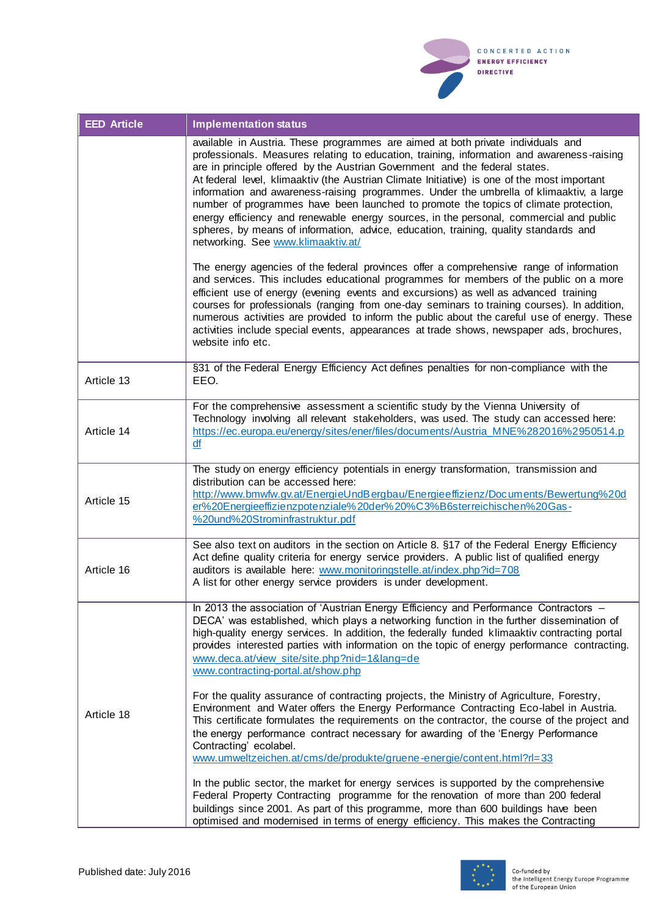| EED Article | Implementation status |
|---|---|
| | available in Austria. These programmes are aimed at both private individuals and professionals. Measures relating to education, training, information and awareness-raising are in principle offered by the Austrian Government and the federal states.<br>At federal level, klimaaktiv (the Austrian Climate Initiative) is one of the most important information and awareness-raising programmes. Under the umbrella of klimaaktiv, a large number of programmes have been launched to promote the topics of climate protection, energy efficiency and renewable energy sources, in the personal, commercial and public spheres, by means of information, advice, education, training, quality standards and networking. See [www.klimaaktiv.at/](www.klimaaktiv.at/)<br><br>The energy agencies of the federal provinces offer a comprehensive range of information and services. This includes educational programmes for members of the public on a more efficient use of energy (evening events and excursions) as well as advanced training courses for professionals (ranging from one-day seminars to training courses). In addition, numerous activities are provided to inform the public about the careful use of energy. These activities include special events, appearances at trade shows, newspaper ads, brochures, website info etc. |
| Article 13 | §31 of the Federal Energy Efficiency Act defines penalties for non-compliance with the EEO. |
| Article 14 | For the comprehensive assessment a scientific study by the Vienna University of Technology involving all relevant stakeholders, was used. The study can accessed here: [https://ec.europa.eu/energy/sites/ener/files/documents/Austria_MNE%282016%2950514.pdf](https://ec.europa.eu/energy/sites/ener/files/documents/Austria_MNE%282016%2950514.pdf) |
| Article 15 | The study on energy efficiency potentials in energy transformation, transmission and distribution can be accessed here: [http://www.bmwfw.gv.at/EnergieUndBergbau/Energieeffizienz/Documents/Bewertung%20der%20Energieeffizienzpotenziale%20der%20%C3%B6sterreichischen%20Gas-%20und%20Strominfrastruktur.pdf](http://www.bmwfw.gv.at/EnergieUndBergbau/Energieeffizienz/Documents/Bewertung%20der%20Energieeffizienzpotenziale%20der%20%C3%B6sterreichischen%20Gas-%20und%20Strominfrastruktur.pdf) |
| Article 16 | See also text on auditors in the section on Article 8. §17 of the Federal Energy Efficiency Act define quality criteria for energy service providers. A public list of qualified energy auditors is available here: [www.monitoringstelle.at/index.php?id=708](www.monitoringstelle.at/index.php?id=708)<br>A list for other energy service providers is under development. |
| Article 18 | In 2013 the association of 'Austrian Energy Efficiency and Performance Contractors – DECA' was established, which plays a networking function in the further dissemination of high-quality energy services. In addition, the federally funded klimaaktiv contracting portal provides interested parties with information on the topic of energy performance contracting.<br>[www.deca.at/view_site/site.php?nid=1&lang=de](www.deca.at/view_site/site.php?nid=1&lang=de)<br>[www.contracting-portal.at/show.php](www.contracting-portal.at/show.php)<br><br>For the quality assurance of contracting projects, the Ministry of Agriculture, Forestry, Environment and Water offers the Energy Performance Contracting Eco-label in Austria. This certificate formulates the requirements on the contractor, the course of the project and the energy performance contract necessary for awarding of the 'Energy Performance Contracting' ecolabel.<br>[www.umweltzeichen.at/cms/de/produkte/gruene-energie/content.html?rl=33](www.umweltzeichen.at/cms/de/produkte/gruene-energie/content.html?rl=33)<br><br>In the public sector, the market for energy services is supported by the comprehensive Federal Property Contracting programme for the renovation of more than 200 federal buildings since 2001. As part of this programme, more than 600 buildings have been optimised and modernised in terms of energy efficiency. This makes the Contracting |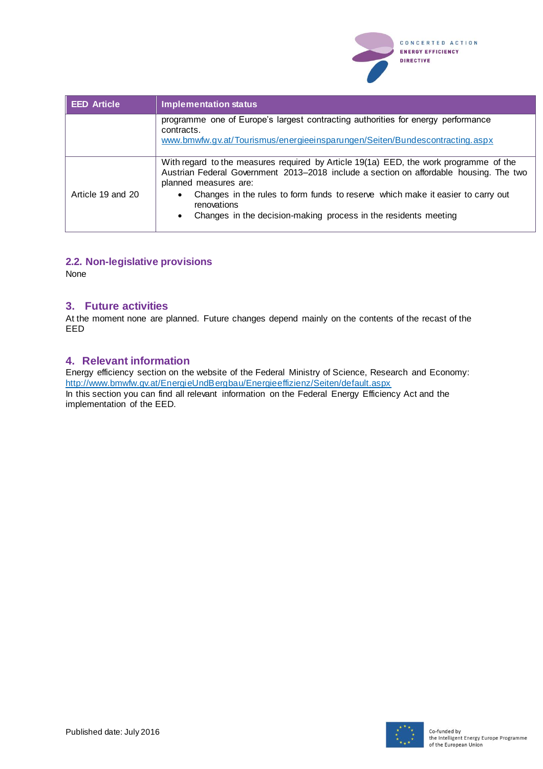| EED Article | Implementation status |
|---|---|
| | programme one of Europe's largest contracting authorities for energy performance contracts. www.bmwfw.gv.at/Tourismus/energieeinsparungen/Seiten/Bundescontracting.aspx |
| Article 19 and 20 | With regard to the measures required by Article 19(1a) EED, the work programme of the Austrian Federal Government 2013–2018 include a section on affordable housing. The two planned measures are: <br>• Changes in the rules to form funds to reserve which make it easier to carry out renovations <br>• Changes in the decision-making process in the residents meeting |

## 2.2. Non-legislative provisions

None

## 3. Future activities

At the moment none are planned. Future changes depend mainly on the contents of the recast of the EED

## 4. Relevant information

Energy efficiency section on the website of the Federal Ministry of Science, Research and Economy:
http://www.bmwfw.gv.at/EnergieUndBergbau/Energieeffizienz/Seiten/default.aspx
In this section you can find all relevant information on the Federal Energy Efficiency Act and the implementation of the EED.

Published date: July 2016